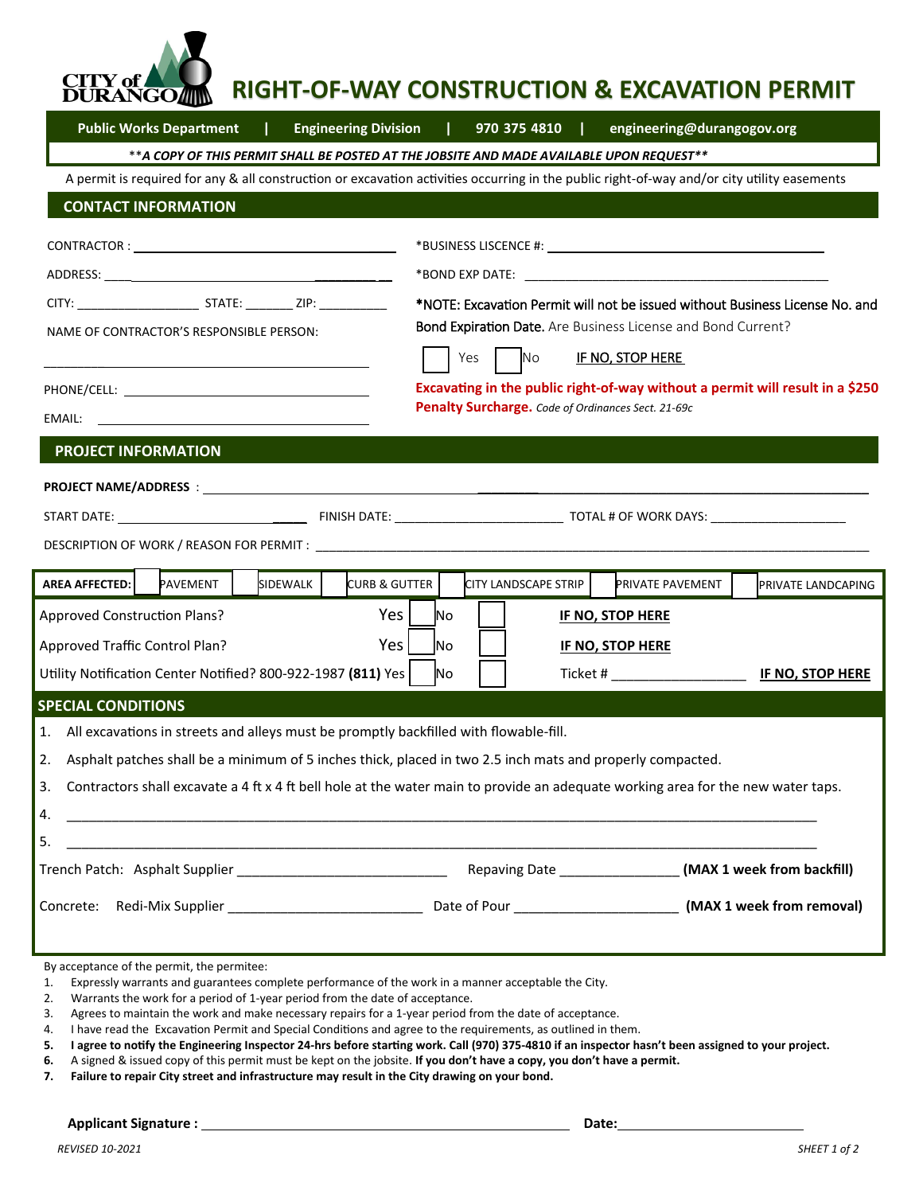# RIGHT-OF-WAY CONSTRUCTION & EXCAVATION PERMIT

**Public Works Department | Engineering Division | 970 375 4810 | engineering@durangogov.org**

***\*\*A COPY OF THIS PERMIT SHALL BE POSTED AT THE JOBSITE AND MADE AVAILABLE UPON REQUEST\*\****

A permit is required for any & all construction or excavation activities occurring in the public right-of-way and/or city utility easements

## CONTACT INFORMATION

CONTRACTOR : ______________________________

ADDRESS: ______________________________

CITY: __________________ STATE: _______ ZIP: __________

NAME OF CONTRACTOR'S RESPONSIBLE PERSON:

______________________________

PHONE/CELL: ______________________________

EMAIL: ______________________________

*BUSINESS LISCENCE #: ______________________________

*BOND EXP DATE: ______________________________

**\*NOTE: Excavation Permit will not be issued without Business License No. and Bond Expiration Date.** Are Business License and Bond Current?

☐ Yes ☐ No **IF NO, STOP HERE**

**Excavating in the public right-of-way without a permit will result in a $250 Penalty Surcharge.** *Code of Ordinances Sect. 21-69c*

## PROJECT INFORMATION

**PROJECT NAME/ADDRESS** : ______________________________

START DATE: ____________________ FINISH DATE: ________________________ TOTAL # OF WORK DAYS: ____________________

DESCRIPTION OF WORK / REASON FOR PERMIT : ______________________________

**AREA AFFECTED:** ☐ PAVEMENT ☐ SIDEWALK ☐ CURB & GUTTER ☐ CITY LANDSCAPE STRIP ☐ PRIVATE PAVEMENT ☐ PRIVATE LANDCAPING

Approved Construction Plans? Yes ☐ No ☐ **IF NO, STOP HERE**

Approved Traffic Control Plan? Yes ☐ No ☐ **IF NO, STOP HERE**

Utility Notification Center Notified? 800-922-1987 **(811)** Yes ☐ No ☐ Ticket # __________________ **IF NO, STOP HERE**

## SPECIAL CONDITIONS

1. All excavations in streets and alleys must be promptly backfilled with flowable-fill.
2. Asphalt patches shall be a minimum of 5 inches thick, placed in two 2.5 inch mats and properly compacted.
3. Contractors shall excavate a 4 ft x 4 ft bell hole at the water main to provide an adequate working area for the new water taps.
4. ______________________________
5. ______________________________

Trench Patch: Asphalt Supplier ____________________________ Repaving Date ________________ **(MAX 1 week from backfill)**

Concrete: Redi-Mix Supplier __________________________ Date of Pour ______________________ **(MAX 1 week from removal)**

By acceptance of the permit, the permitee:

1. Expressly warrants and guarantees complete performance of the work in a manner acceptable the City.
2. Warrants the work for a period of 1-year period from the date of acceptance.
3. Agrees to maintain the work and make necessary repairs for a 1-year period from the date of acceptance.
4. I have read the Excavation Permit and Special Conditions and agree to the requirements, as outlined in them.
5. **I agree to notify the Engineering Inspector 24-hrs before starting work. Call (970) 375-4810 if an inspector hasn't been assigned to your project.**
6. A signed & issued copy of this permit must be kept on the jobsite. **If you don't have a copy, you don't have a permit.**
7. **Failure to repair City street and infrastructure may result in the City drawing on your bond.**

**Applicant Signature :** ______________________________ **Date:** ________________________

*REVISED 10-2021*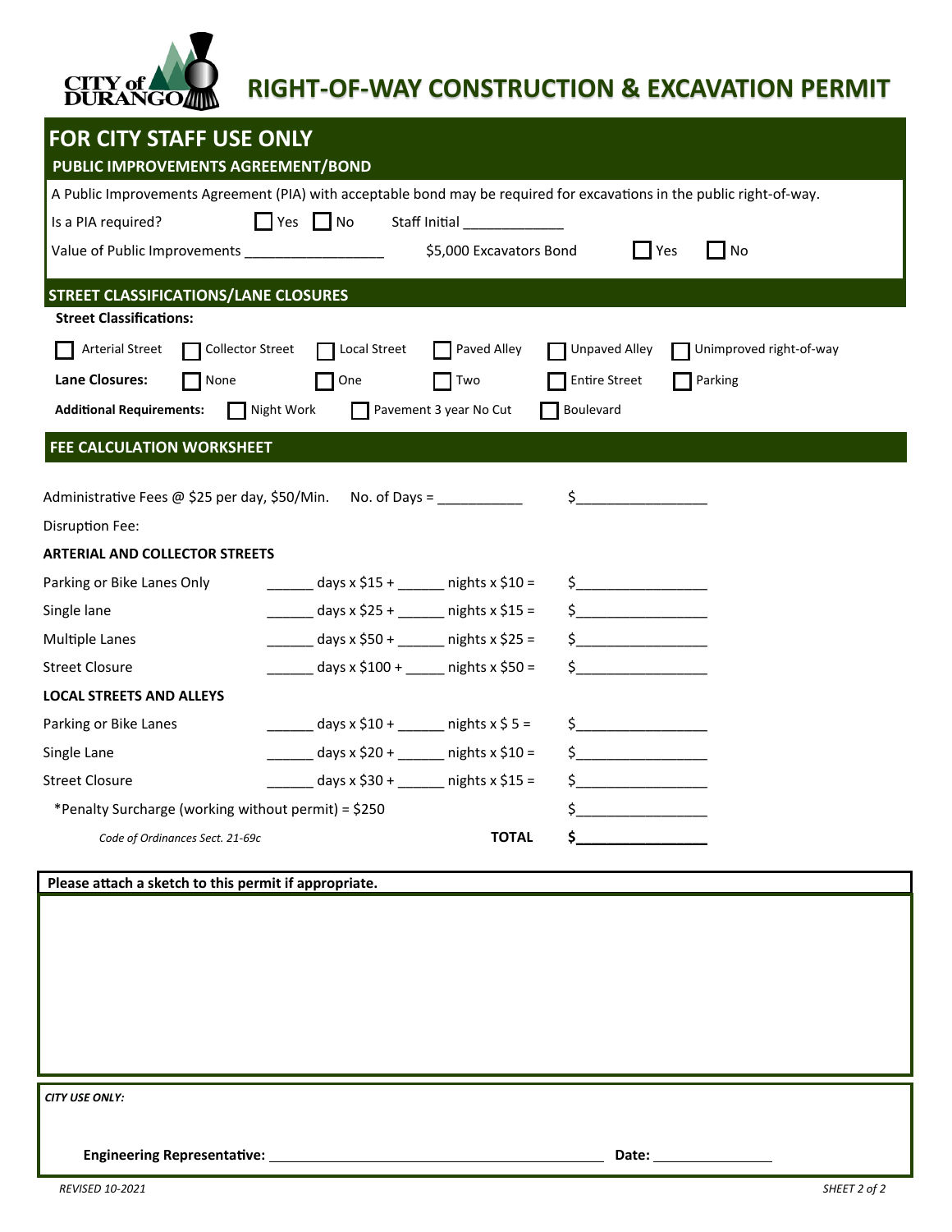# RIGHT-OF-WAY CONSTRUCTION & EXCAVATION PERMIT

## FOR CITY STAFF USE ONLY

### PUBLIC IMPROVEMENTS AGREEMENT/BOND

A Public Improvements Agreement (PIA) with acceptable bond may be required for excavations in the public right-of-way.

Is a PIA required? ☐ Yes ☐ No Staff Initial _____________

Value of Public Improvements __________________ $5,000 Excavators Bond ☐ Yes ☐ No

### STREET CLASSIFICATIONS/LANE CLOSURES

**Street Classifications:**

☐ Arterial Street ☐ Collector Street ☐ Local Street ☐ Paved Alley ☐ Unpaved Alley ☐ Unimproved right-of-way

**Lane Closures:** ☐ None ☐ One ☐ Two ☐ Entire Street ☐ Parking

**Additional Requirements:** ☐ Night Work ☐ Pavement 3 year No Cut ☐ Boulevard

### FEE CALCULATION WORKSHEET

Administrative Fees @ $25 per day, $50/Min. No. of Days = ___________ $_________________

Disruption Fee:

**ARTERIAL AND COLLECTOR STREETS**

| | | |
|---|---|---|
| Parking or Bike Lanes Only | ______ days x $15 + ______ nights x $10 = | $_________________ |
| Single lane | ______ days x $25 + ______ nights x $15 = | $_________________ |
| Multiple Lanes | ______ days x $50 + ______ nights x $25 = | $_________________ |
| Street Closure | ______ days x $100 + _____ nights x $50 = | $_________________ |

**LOCAL STREETS AND ALLEYS**

| | | |
|---|---|---|
| Parking or Bike Lanes | ______ days x $10 + ______ nights x $ 5 = | $_________________ |
| Single Lane | ______ days x $20 + ______ nights x $10 = | $_________________ |
| Street Closure | ______ days x $30 + ______ nights x $15 = | $_________________ |

*Penalty Surcharge (working without permit) = $250 $_________________

*Code of Ordinances Sect. 21-69c* **TOTAL** **$_________________**

**Please attach a sketch to this permit if appropriate.**

***CITY USE ONLY:***

**Engineering Representative:** ____________________________________________ **Date:** ________________

*REVISED 10-2021*